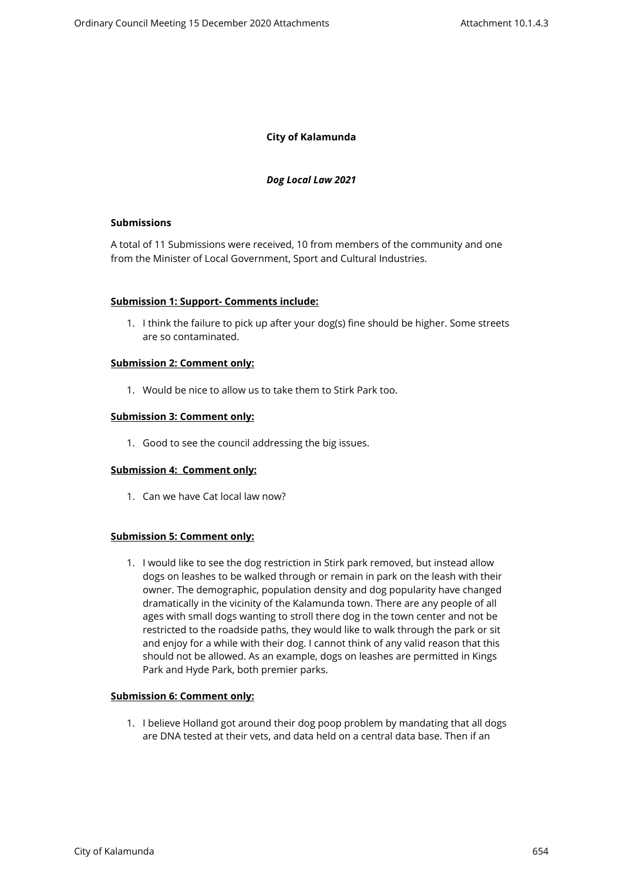**City of Kalamunda**

***Dog Local Law 2021***

**Submissions**

A total of 11 Submissions were received, 10 from members of the community and one from the Minister of Local Government, Sport and Cultural Industries.

**Submission 1: Support- Comments include:**

1. I think the failure to pick up after your dog(s) fine should be higher. Some streets are so contaminated.

**Submission 2: Comment only:**

1. Would be nice to allow us to take them to Stirk Park too.

**Submission 3: Comment only:**

1. Good to see the council addressing the big issues.

**Submission 4: Comment only:**

1. Can we have Cat local law now?

**Submission 5: Comment only:**

1. I would like to see the dog restriction in Stirk park removed, but instead allow dogs on leashes to be walked through or remain in park on the leash with their owner. The demographic, population density and dog popularity have changed dramatically in the vicinity of the Kalamunda town. There are any people of all ages with small dogs wanting to stroll there dog in the town center and not be restricted to the roadside paths, they would like to walk through the park or sit and enjoy for a while with their dog. I cannot think of any valid reason that this should not be allowed. As an example, dogs on leashes are permitted in Kings Park and Hyde Park, both premier parks.

**Submission 6: Comment only:**

1. I believe Holland got around their dog poop problem by mandating that all dogs are DNA tested at their vets, and data held on a central data base. Then if an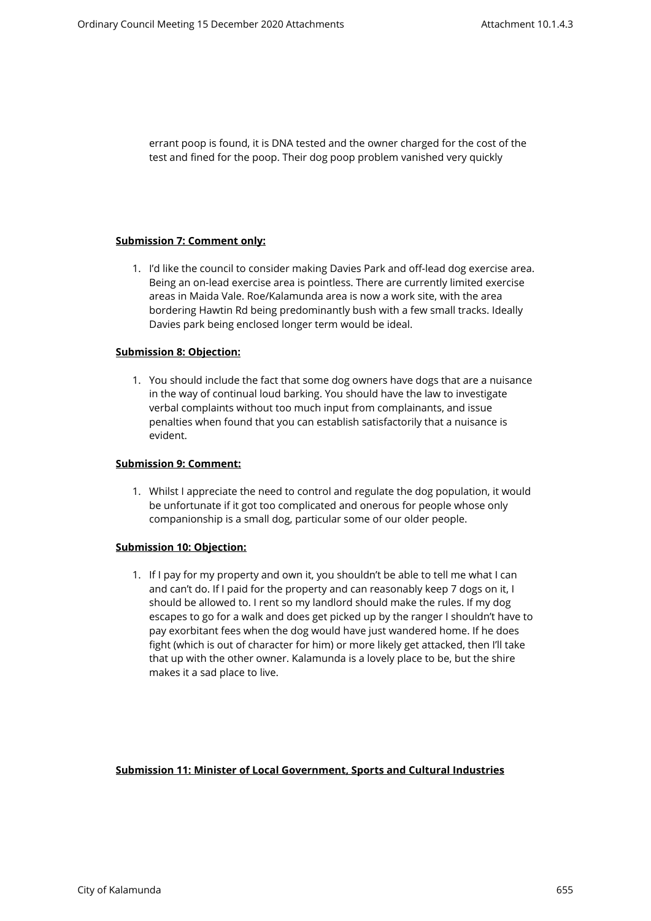errant poop is found, it is DNA tested and the owner charged for the cost of the test and fined for the poop. Their dog poop problem vanished very quickly

**Submission 7: Comment only:**

1. I'd like the council to consider making Davies Park and off-lead dog exercise area. Being an on-lead exercise area is pointless. There are currently limited exercise areas in Maida Vale. Roe/Kalamunda area is now a work site, with the area bordering Hawtin Rd being predominantly bush with a few small tracks. Ideally Davies park being enclosed longer term would be ideal.

**Submission 8: Objection:**

1. You should include the fact that some dog owners have dogs that are a nuisance in the way of continual loud barking. You should have the law to investigate verbal complaints without too much input from complainants, and issue penalties when found that you can establish satisfactorily that a nuisance is evident.

**Submission 9: Comment:**

1. Whilst I appreciate the need to control and regulate the dog population, it would be unfortunate if it got too complicated and onerous for people whose only companionship is a small dog, particular some of our older people.

**Submission 10: Objection:**

1. If I pay for my property and own it, you shouldn't be able to tell me what I can and can't do. If I paid for the property and can reasonably keep 7 dogs on it, I should be allowed to. I rent so my landlord should make the rules. If my dog escapes to go for a walk and does get picked up by the ranger I shouldn't have to pay exorbitant fees when the dog would have just wandered home. If he does fight (which is out of character for him) or more likely get attacked, then I'll take that up with the other owner. Kalamunda is a lovely place to be, but the shire makes it a sad place to live.

**Submission 11: Minister of Local Government, Sports and Cultural Industries**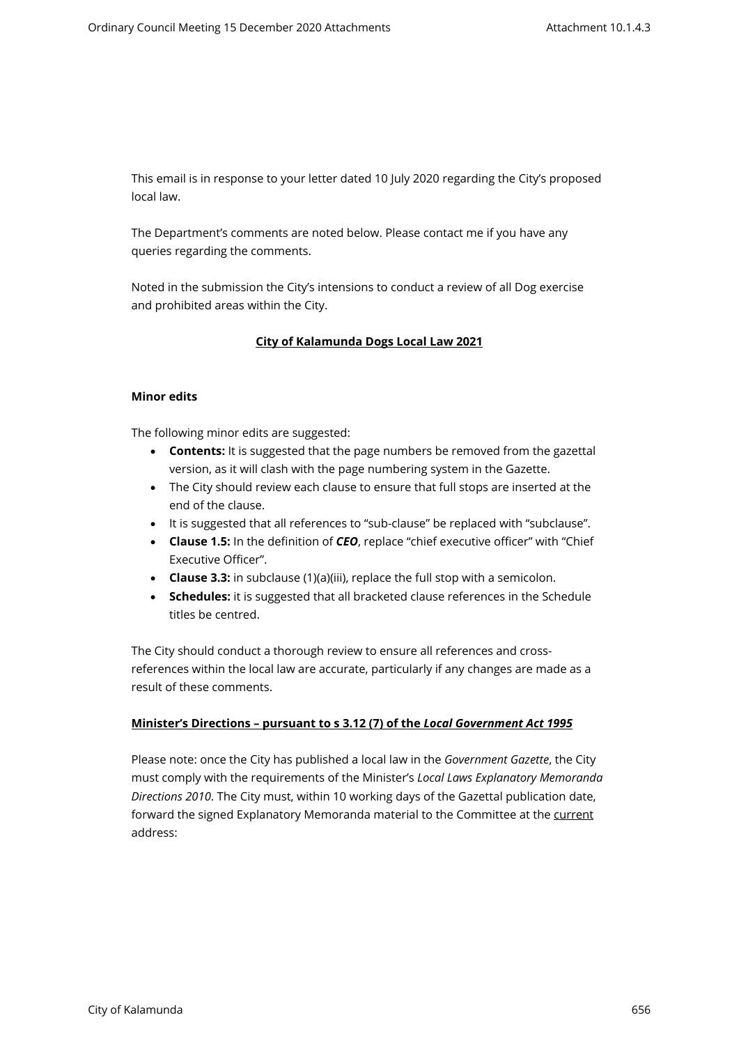This email is in response to your letter dated 10 July 2020 regarding the City's proposed local law.

The Department's comments are noted below. Please contact me if you have any queries regarding the comments.

Noted in the submission the City's intensions to conduct a review of all Dog exercise and prohibited areas within the City.

**City of Kalamunda Dogs Local Law 2021**

**Minor edits**

The following minor edits are suggested:

- **Contents:** It is suggested that the page numbers be removed from the gazettal version, as it will clash with the page numbering system in the Gazette.
- The City should review each clause to ensure that full stops are inserted at the end of the clause.
- It is suggested that all references to "sub-clause" be replaced with "subclause".
- **Clause 1.5:** In the definition of ***CEO***, replace "chief executive officer" with "Chief Executive Officer".
- **Clause 3.3:** in subclause (1)(a)(iii), replace the full stop with a semicolon.
- **Schedules:** it is suggested that all bracketed clause references in the Schedule titles be centred.

The City should conduct a thorough review to ensure all references and cross-references within the local law are accurate, particularly if any changes are made as a result of these comments.

**Minister's Directions – pursuant to s 3.12 (7) of the *Local Government Act 1995***

Please note: once the City has published a local law in the *Government Gazette*, the City must comply with the requirements of the Minister's *Local Laws Explanatory Memoranda Directions 2010*. The City must, within 10 working days of the Gazettal publication date, forward the signed Explanatory Memoranda material to the Committee at the current address: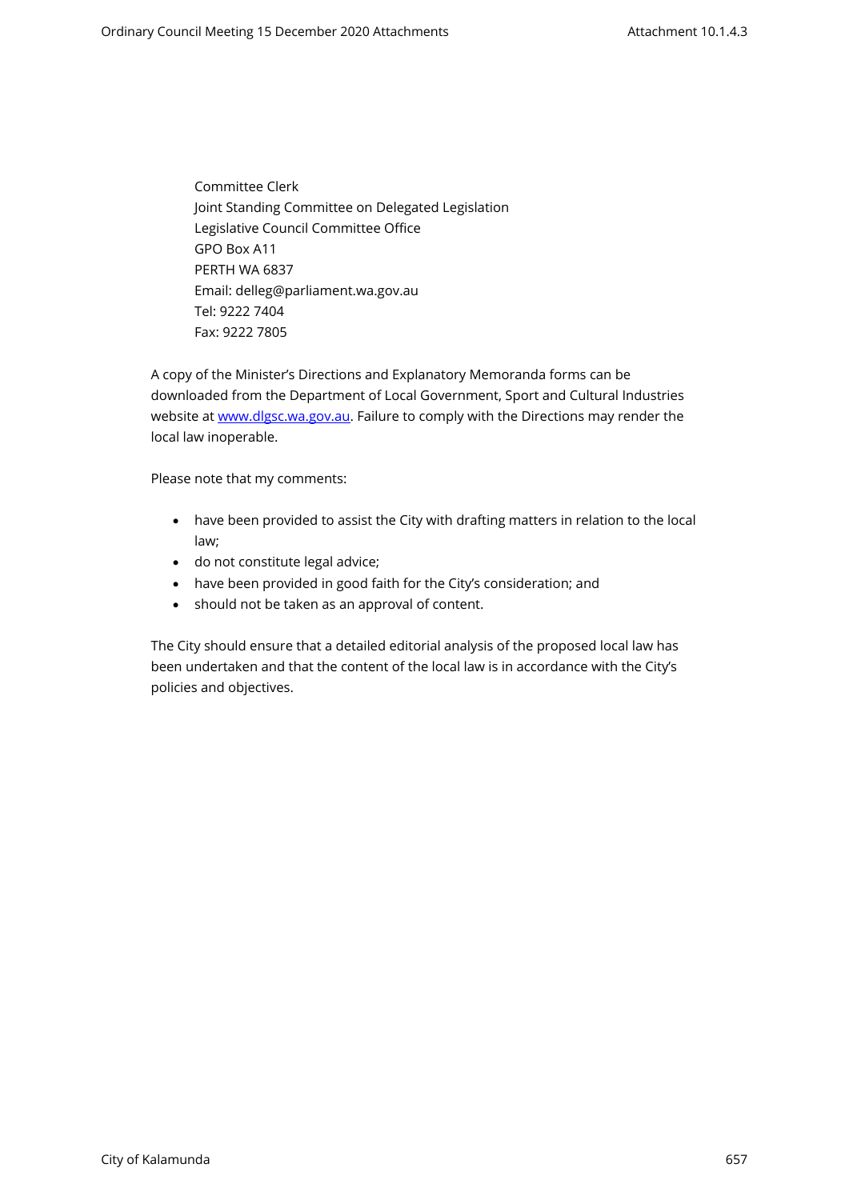Committee Clerk
Joint Standing Committee on Delegated Legislation
Legislative Council Committee Office
GPO Box A11
PERTH WA 6837
Email: delleg@parliament.wa.gov.au
Tel: 9222 7404
Fax: 9222 7805

A copy of the Minister's Directions and Explanatory Memoranda forms can be downloaded from the Department of Local Government, Sport and Cultural Industries website at [www.dlgsc.wa.gov.au](http://www.dlgsc.wa.gov.au). Failure to comply with the Directions may render the local law inoperable.

Please note that my comments:

- have been provided to assist the City with drafting matters in relation to the local law;
- do not constitute legal advice;
- have been provided in good faith for the City's consideration; and
- should not be taken as an approval of content.

The City should ensure that a detailed editorial analysis of the proposed local law has been undertaken and that the content of the local law is in accordance with the City's policies and objectives.